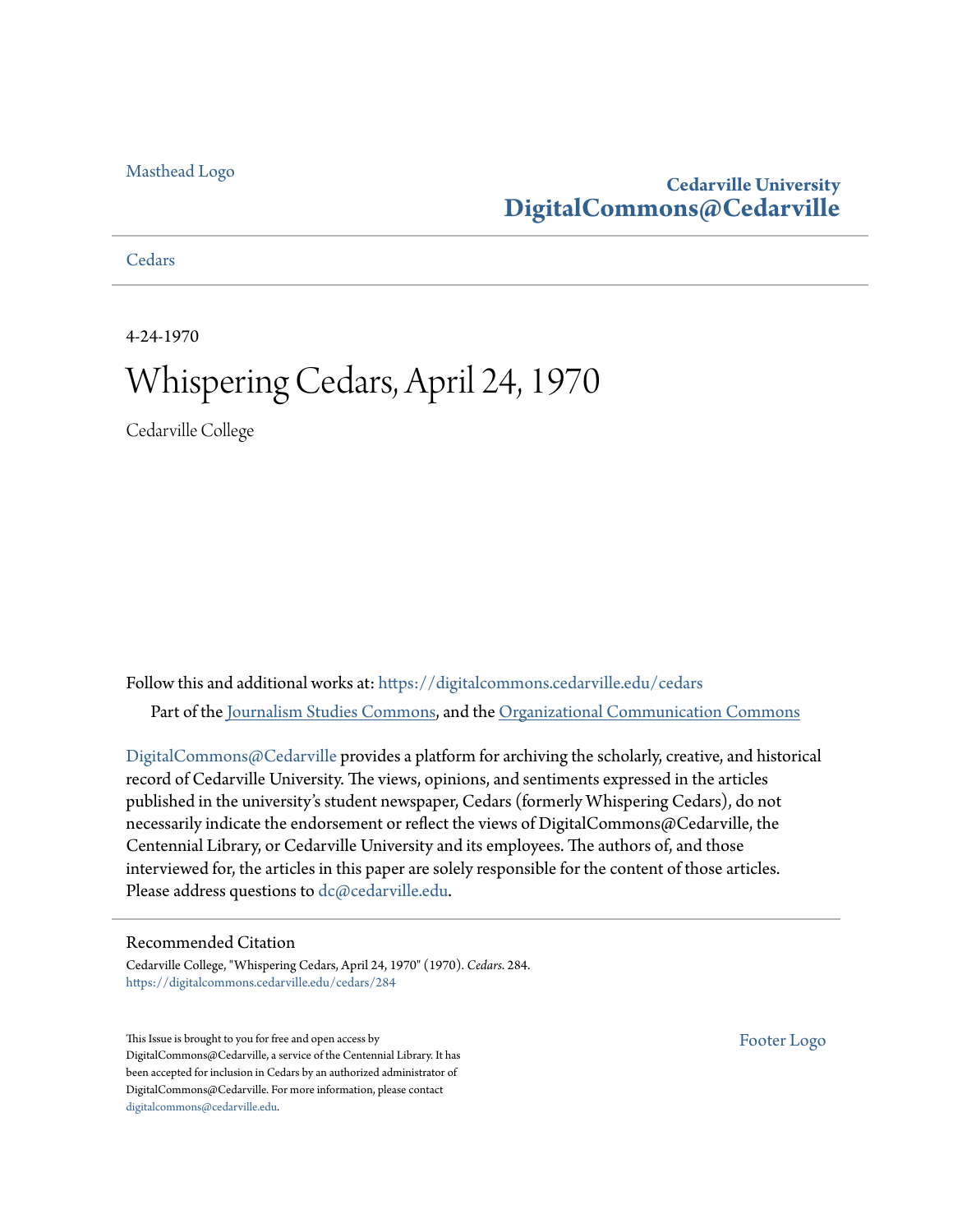Masthead Logo

**Cedarville University**
**DigitalCommons@Cedarville**

Cedars

4-24-1970

# Whispering Cedars, April 24, 1970

Cedarville College

Follow this and additional works at: https://digitalcommons.cedarville.edu/cedars

Part of the Journalism Studies Commons, and the Organizational Communication Commons

DigitalCommons@Cedarville provides a platform for archiving the scholarly, creative, and historical record of Cedarville University. The views, opinions, and sentiments expressed in the articles published in the university's student newspaper, Cedars (formerly Whispering Cedars), do not necessarily indicate the endorsement or reflect the views of DigitalCommons@Cedarville, the Centennial Library, or Cedarville University and its employees. The authors of, and those interviewed for, the articles in this paper are solely responsible for the content of those articles. Please address questions to dc@cedarville.edu.

## Recommended Citation

Cedarville College, "Whispering Cedars, April 24, 1970" (1970). *Cedars*. 284.
https://digitalcommons.cedarville.edu/cedars/284

This Issue is brought to you for free and open access by DigitalCommons@Cedarville, a service of the Centennial Library. It has been accepted for inclusion in Cedars by an authorized administrator of DigitalCommons@Cedarville. For more information, please contact digitalcommons@cedarville.edu.

Footer Logo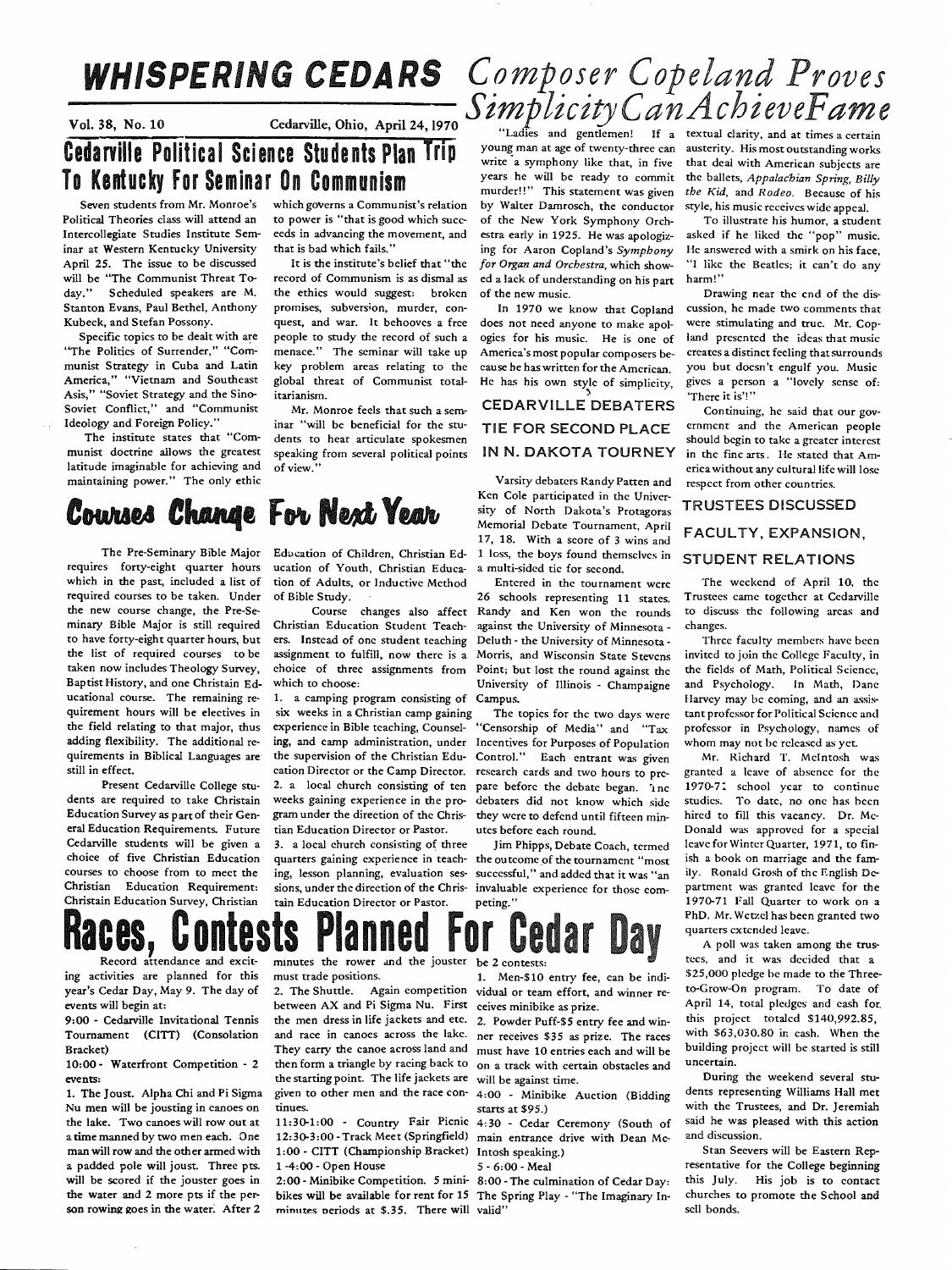# WHISPERING CEDARS

Vol. 38, No. 10 Cedarville, Ohio, April 24, 1970

## Cedarville Political Science Students Plan Trip To Kentucky For Seminar On Communism

Seven students from Mr. Monroe's Political Theories class will attend an Intercollegiate Studies Institute Seminar at Western Kentucky University April 25. The issue to be discussed will be "The Communist Threat Today." Scheduled speakers are M. Stanton Evans, Paul Bethel, Anthony Kubeck, and Stefan Possony.

Specific topics to be dealt with are "The Politics of Surrender," "Communist Strategy in Cuba and Latin America," "Vietnam and Southeast Asis," "Soviet Strategy and the Sino-Soviet Conflict," and "Communist Ideology and Foreign Policy."

The institute states that "Communist doctrine allows the greatest latitude imaginable for achieving and maintaining power." The only ethic which governs a Communist's relation to power is "that is good which succeeds in advancing the movement, and that is bad which fails."

It is the institute's belief that "the record of Communism is as dismal as the ethics would suggest: broken promises, subversion, murder, conquest, and war. It behooves a free people to study the record of such a menace." The seminar will take up key problem areas relating to the global threat of Communist totalitarianism.

Mr. Monroe feels that such a seminar "will be beneficial for the students to hear articulate spokesmen speaking from several political points of view."

## Courses Change For Next Year

The Pre-Seminary Bible Major requires forty-eight quarter hours which in the past, included a list of required courses to be taken. Under the new course change, the Pre-Seminary Bible Major is still required to have forty-eight quarter hours, but the list of required courses to be taken now includes Theology Survey, Baptist History, and one Christain Educational course. The remaining requirement hours will be electives in the field relating to that major, thus adding flexibility. The additional requirements in Biblical Languages are still in effect.

Present Cedarville College students are required to take Christain Education Survey as part of their General Education Requirements. Future Cedarville students will be given a choice of five Christian Education courses to choose from to meet the Christian Education Requirement: Christain Education Survey, Christian Education of Children, Christian Education of Youth, Christian Education of Adults, or Inductive Method of Bible Study.

Course changes also affect Christian Education Student Teachers. Instead of one student teaching assignment to fulfill, now there is a choice of three assignments from which to choose:

1. a camping program consisting of six weeks in a Christian camp gaining experience in Bible teaching, Counseling, and camp administration, under the supervision of the Christian Education Director or the Camp Director.
2. a local church consisting of ten weeks gaining experience in the program under the direction of the Christian Education Director or Pastor.
3. a local church consisting of three quarters gaining experience in teaching, lesson planning, evaluation sessions, under the direction of the Christain Education Director or Pastor.

## Races, Contests Planned For Cedar Day

Record attendance and exciting activities are planned for this year's Cedar Day, May 9. The day of events will begin at:

9:00 - Cedarville Invitational Tennis Tournament (CITT) (Consolation Bracket)

10:00 - Waterfront Competition - 2 events:

1. The Joust. Alpha Chi and Pi Sigma Nu men will be jousting in canoes on the lake. Two canoes will row out at a time manned by two men each. One man will row and the other armed with a padded pole will joust. Three pts. will be scored if the jouster goes in the water and 2 more pts if the person rowing goes in the water. After 2 minutes the rower and the jouster must trade positions.
2. The Shuttle. Again competition between AX and Pi Sigma Nu. First the men dress in life jackets and etc. and race in canoes across the lake. They carry the canoe across land and then form a triangle by racing back to the starting point. The life jackets are given to other men and the race continues.

11:30-1:00 - Country Fair Picnic

12:30-3:00 - Track Meet (Springfield)

1:00 - CITT (Championship Bracket)

1 -4:00 - Open House

2:00 - Minibike Competition. 5 minibikes will be available for rent for 15 minutes periods at $.35. There will be 2 contests:

1. Men-$10 entry fee, can be individual or team effort, and winner receives minibike as prize.
2. Powder Puff-$5 entry fee and winner receives $35 as prize. The races must have 10 entries each and will be on a track with certain obstacles and will be against time.

4:00 - Minibike Auction (Bidding starts at $95.)

4:30 - Cedar Ceremony (South of main entrance drive with Dean McIntosh speaking.)

5 - 6:00 - Meal

8:00 - The culmination of Cedar Day: The Spring Play - "The Imaginary Invalid"

## *Composer Copeland Proves Simplicity Can Achieve Fame*

"Ladies and gentlemen! If a young man at age of twenty-three can write a symphony like that, in five years he will be ready to commit murder!!" This statement was given by Walter Damrosch, the conductor of the New York Symphony Orchestra early in 1925. He was apologizing for Aaron Copland's *Symphony for Organ and Orchestra*, which showed a lack of understanding on his part of the new music.

In 1970 we know that Copland does not need anyone to make apologies for his music. He is one of America's most popular composers because he has written for the American. He has his own style of simplicity, textual clarity, and at times a certain austerity. His most outstanding works that deal with American subjects are the ballets, *Appalachian Spring, Billy the Kid*, and *Rodeo*. Because of his style, his music receives wide appeal.

To illustrate his humor, a student asked if he liked the "pop" music. He answered with a smirk on his face, "I like the Beatles; it can't do any harm!"

Drawing near the end of the discussion, he made two comments that were stimulating and true. Mr. Copland presented the ideas that music creates a distinct feeling that surrounds you but doesn't engulf you. Music gives a person a "lovely sense of: 'There it is'!"

Continuing, he said that our government and the American people should begin to take a greater interest in the fine arts. He stated that America without any cultural life will lose respect from other countries.

## CEDARVILLE DEBATERS TIE FOR SECOND PLACE IN N. DAKOTA TOURNEY

Varsity debaters Randy Patten and Ken Cole participated in the University of North Dakota's Protagoras Memorial Debate Tournament, April 17, 18. With a score of 3 wins and 1 loss, the boys found themselves in a multi-sided tie for second.

Entered in the tournament were 26 schools representing 11 states. Randy and Ken won the rounds against the University of Minnesota - Deluth - the University of Minnesota - Morris, and Wisconsin State Stevens Point; but lost the round against the University of Illinois - Champaigne Campus.

The topics for the two days were "Censorship of Media" and "Tax Incentives for Purposes of Population Control." Each entrant was given research cards and two hours to prepare before the debate began. The debaters did not know which side they were to defend until fifteen minutes before each round.

Jim Phipps, Debate Coach, termed the outcome of the tournament "most successful," and added that it was "an invaluable experience for those competing."

## TRUSTEES DISCUSSED FACULTY, EXPANSION, STUDENT RELATIONS

The weekend of April 10, the Trustees came together at Cedarville to discuss the following areas and changes.

Three faculty members have been invited to join the College Faculty, in the fields of Math, Political Science, and Psychology. In Math, Dane Harvey may be coming, and an assistant professor for Political Science and professor in Psychology, names of whom may not be released as yet.

Mr. Richard T. McIntosh was granted a leave of absence for the 1970-71 school year to continue studies. To date, no one has been hired to fill this vacancy. Dr. McDonald was approved for a special leave for Winter Quarter, 1971, to finish a book on marriage and the family. Ronald Grosh of the English Department was granted leave for the 1970-71 Fall Quarter to work on a PhD. Mr. Wetzel has been granted two quarters extended leave.

A poll was taken among the trustees, and it was decided that a $25,000 pledge be made to the Three-to-Grow-On program. To date of April 14, total pledges and cash for this project totaled $140,992.85, with $63,030.80 in cash. When the building project will be started is still uncertain.

During the weekend several students representing Williams Hall met with the Trustees, and Dr. Jeremiah said he was pleased with this action and discussion.

Stan Seevers will be Eastern Representative for the College beginning this July. His job is to contact churches to promote the School and sell bonds.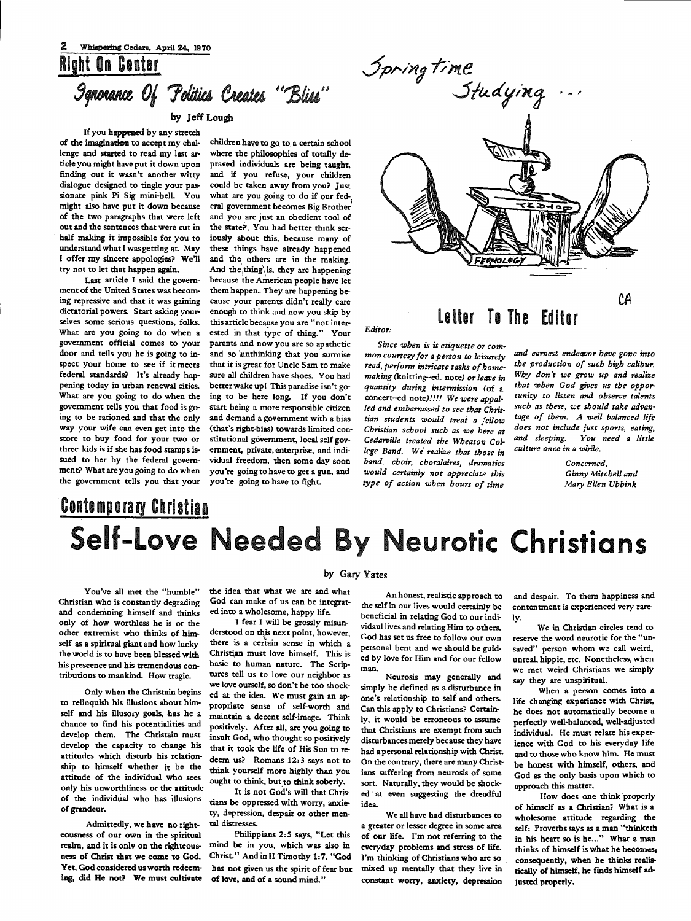## Right On Center

# Ignorance Of Politics Creates "Bliss"

by Jeff Lough

If you happened by any stretch of the imagination to accept my challenge and started to read my last article you might have put it down upon finding out it wasn't another witty dialogue designed to tingle your passionate pink Pi Sig mini-bell. You might also have put it down because of the two paragraphs that were left out and the sentences that were cut in half making it impossible for you to understand what I was getting at. May I offer my sincere appologies? We'll try not to let that happen again.

Last article I said the government of the United States was becoming repressive and that it was gaining dictatorial powers. Start asking yourselves some serious questions, folks. What are you going to do when a government official comes to your door and tells you he is going to inspect your home to see if it meets federal standards? It's already happening today in urban renewal cities. What are you going to do when the government tells you that food is going to be rationed and that the only way your wife can even get into the store to buy food for your two or three kids is if she has food stamps issued to her by the federal government? What are you going to do when the government tells you that your children have to go to a certain school where the philosophies of totally depraved individuals are being taught, and if you refuse, your children could be taken away from you? Just what are you going to do if our federal government becomes Big Brother and you are just an obedient tool of the state? You had better think seriously about this, because many of these things have already happened and the others are in the making. And the thing is, they are happening because the American people have let them happen. They are happening because your parents didn't really care enough to think and now you skip by this article because you are "not interested in that type of thing." Your parents and now you are so apathetic and so unthinking that you surmise that it is great for Uncle Sam to make sure all children have shoes. You had better wake up! This paradise isn't going to be here long. If you don't start being a more responsible citizen and demand a government with a bias (that's right-bias) towards limited constitutional government, local self government, private, enterprise, and individual freedom, then some day soon you're going to have to get a gun, and you're going to have to fight.

Springtime Studying ...

## Letter To The Editor

*Editor:*

*Since when is it etiquette or common courtesy for a person to leisurely read, perform intricate tasks of homemaking* (knitting--ed. note) *or leave in quantity during intermission* (of a concert--ed note)*!!!! We were appalled and embarrassed to see that Christian students would treat a fellow Christian school such as we here at Cedarville treated the Wheaton College Band. We realize that those in band, choir, choralaires, dramatics would certainly not appreciate this type of action when hours of time and earnest endeavor have gone into the production of such high calibur. Why don't we grow up and realize that when God gives us the opportunity to listen and observe talents such as these, we should take advantage of them. A well balanced life does not include just sports, eating, and sleeping. You need a little culture once in a while.*

*Concerned,*
*Ginny Mitchell and*
*Mary Ellen Ubbink*

## Contemporary Christian

# Self-Love Needed By Neurotic Christians

by Gary Yates

You've all met the "humble" Christian who is constantly degrading and condemning himself and thinks only of how worthless he is or the other extremist who thinks of himself as a spiritual giant and how lucky the world is to have been blessed with his prescence and his tremendous contributions to mankind. How tragic.

Only when the Christain begins to relinquish his illusions about himself and his illusory goals, has he a chance to find his potentialities and develop them. The Christain must develop the capacity to change his attitudes which disturb his relationship to himself whether it be the attitude of the individual who sees only his unworthiness or the attitude of the individual who has illusions of grandeur.

Admittedly, we have no righteousness of our own in the spiritual realm, and it is only on the righteousness of Christ that we come to God. Yet, God considered us worth redeeming, did He not? We must cultivate the idea that what we are and what God can make of us can be integrated into a wholesome, happy life.

I fear I will be grossly misunderstood on this next point, however, there is a certain sense in which a Christian must love himself. This is basic to human nature. The Scriptures tell us to love our neighbor as we love ourself, so don't be too shocked at the idea. We must gain an appropriate sense of self-worth and maintain a decent self-image. Think positively. After all, are you going to insult God, who thought so positively that it took the life of His Son to redeem us? Romans 12:3 says not to think yourself more highly than you ought to think, but to think soberly.

It is not God's will that Christians be oppressed with worry, anxiety, depression, despair or other mental distresses.

Philippians 2:5 says, "Let this mind be in you, which was also in Christ." And in II Timothy 1:7, "God has not given us the spirit of fear but of love, and of a sound mind."

An honest, realistic approach to the self in our lives would certainly be beneficial in relating God to our individaul lives and relating Him to others. God has set us free to follow our own personal bent and we should be guided by love for Him and for our fellow man.

Neurosis may generally and simply be defined as a disturbance in one's relationship to self and others. Can this apply to Christians? Certainly, it would be erroneous to assume that Christians are exempt from such disturbances merely because they have had a personal relationship with Christ. On the contrary, there are many Christians suffering from neurosis of some sort. Naturally, they would be shocked at even suggesting the dreadful idea.

We all have had disturbances to a greater or lesser degree in some area of our life. I'm not referring to the everyday problems and stress of life. I'm thinking of Christians who are so mixed up mentally that they live in constant worry, anxiety, depression and despair. To them happiness and contentment is experienced very rarely.

We in Christian circles tend to reserve the word neurotic for the "unsaved" person whom we call weird, unreal, hippie, etc. Nonetheless, when we met weird Christians we simply say they are unspiritual.

When a person comes into a life changing experience with Christ, he does not automatically become a perfectly well-balanced, well-adjusted individual. He must relate his experience with God to his everyday life and to those who know him. He must be honest with himself, others, and God as the only basis upon which to approach this matter.

How does one think properly of himself as a Christian? What is a wholesome attitude regarding the self: Proverbs says as a man "thinketh in his heart so is he..." What a man thinks of himself is what he becomes; consequently, when he thinks realistically of himself, he finds himself adjusted properly.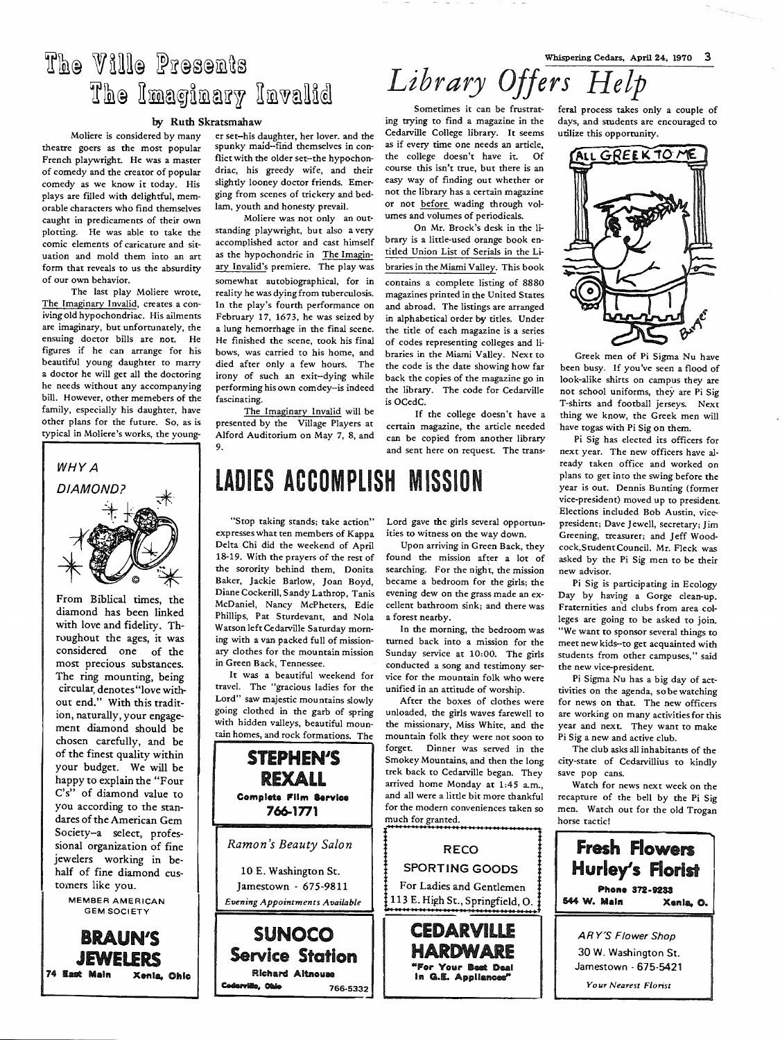# The Ville Presents The Imaginary Invalid

by Ruth Skratsmahaw

Moliere is considered by many theatre goers as the most popular French playwright. He was a master of comedy and the creator of popular comedy as we know it today. His plays are filled with delightful, memorable characters who find themselves caught in predicaments of their own plotting. He was able to take the comic elements of caricature and situation and mold them into an art form that reveals to us the absurdity of our own behavior.

The last play Moliere wrote, The Imaginary Invalid, creates a conniving old hypochondriac. His ailments are imaginary, but unfortunately, the ensuing doctor bills are not. He figures if he can arrange for his beautiful young daughter to marry a doctor he will get all the doctoring he needs without any accompanying bill. However, other memebers of the family, especially his daughter, have other plans for the future. So, as is typical in Moliere's works, the younger set–his daughter, her lover. and the spunky maid–find themselves in conflict with the older set–the hypochondriac, his greedy wife, and their slightly looney doctor friends. Emerging from scenes of trickery and bedlam, youth and honesty prevail.

Moliere was not only an outstanding playwright, but also a very accomplished actor and cast himself as the hypochondric in The Imaginary Invalid's premiere. The play was somewhat autobiographical, for in reality he was dying from tuberculosis. In the play's fourth performance on February 17, 1673, he was seized by a lung hemorrhage in the final scene. He finished the scene, took his final bows, was carried to his home, and died after only a few hours. The irony of such an exit--dying while performing his own comdey--is indeed fascinating.

The Imaginary Invalid will be presented by the Village Players at Alford Auditorium on May 7, 8, and 9.

WHY A DIAMOND?

From Biblical times, the diamond has been linked with love and fidelity. Throughout the ages, it was considered one of the most precious substances. The ring mounting, being circular, denotes "love without end." With this tradition, naturally, your engagement diamond should be chosen carefully, and be of the finest quality within your budget. We will be happy to explain the "Four C's" of diamond value to you according to the standares of the American Gem Society–a select, professional organization of fine jewelers working in behalf of fine diamond customers like you.

MEMBER AMERICAN GEM SOCIETY

**BRAUN'S JEWELERS**
74 East Main Xenia, Ohio

# Library Offers Help

Sometimes it can be frustrating trying to find a magazine in the Cedarville College library. It seems as if every time one needs an article, the college doesn't have it. Of course this isn't true, but there is an easy way of finding out whether or not the library has a certain magazine or not before wading through volumes and volumes of periodicals.

On Mr. Brock's desk in the library is a little-used orange book entitled Union List of Serials in the Libraries in the Miami Valley. This book contains a complete listing of 8880 magazines printed in the United States and abroad. The listings are arranged in alphabetical order by titles. Under the title of each magazine is a series of codes representing colleges and libraries in the Miami Valley. Next to the code is the date showing how far back the copies of the magazine go in the library. The code for Cedarville is OCedC.

If the college doesn't have a certain magazine, the article needed can be copied from another library and sent here on request. The transferal process takes only a couple of days, and students are encouraged to utilize this opportunity.

# LADIES ACCOMPLISH MISSION

"Stop taking stands; take action" expresses what ten members of Kappa Delta Chi did the weekend of April 18-19. With the prayers of the rest of the sorority behind them, Donita Baker, Jackie Barlow, Joan Boyd, Diane Cockerill, Sandy Lathrop, Tanis McDaniel, Nancy McPheters, Edie Phillips, Pat Sturdevant, and Nola Watson left Cedarville Saturday morning with a van packed full of missionary clothes for the mountain mission in Green Back, Tennessee.

It was a beautiful weekend for travel. The "gracious ladies for the Lord" saw majestic mountains slowly going clothed in the garb of spring with hidden valleys, beautiful mountain homes, and rock formations. The Lord gave the girls several opportunities to witness on the way down.

Upon arriving in Green Back, they found the mission after a lot of searching. For the night, the mission became a bedroom for the girls; the evening dew on the grass made an excellent bathroom sink; and there was a forest nearby.

In the morning, the bedroom was turned back into a mission for the Sunday service at 10:00. The girls conducted a song and testimony service for the mountain folk who were unified in an attitude of worship.

After the boxes of clothes were unloaded, the girls waves farewell to the missionary, Miss White, and the mountain folk they were not soon to forget. Dinner was served in the Smokey Mountains, and then the long trek back to Cedarville began. They arrived home Monday at 1:45 a.m., and all were a little bit more thankful for the modern conveniences taken so much for granted.

ALL GREEK TO ME

Greek men of Pi Sigma Nu have been busy. If you've seen a flood of look-alike shirts on campus they are not school uniforms, they are Pi Sig T-shirts and football jerseys. Next thing we know, the Greek men will have togas with Pi Sig on them.

Pi Sig has elected its officers for next year. The new officers have already taken office and worked on plans to get into the swing before the year is out. Dennis Bunting (former vice-president) moved up to president. Elections included Bob Austin, vice-president; Dave Jewell, secretary; Jim Greening, treasurer; and Jeff Woodcock, Student Council. Mr. Fleck was asked by the Pi Sig men to be their new advisor.

Pi Sig is participating in Ecology Day by having a Gorge clean-up. Fraternities and clubs from area colleges are going to be asked to join. "We want to sponsor several things to meet new kids--to get acquainted with students from other campuses," said the new vice-president.

Pi Sigma Nu has a big day of activities on the agenda, so be watching for news on that. The new officers are working on many activities for this year and next. They want to make Pi Sig a new and active club.

The club asks all inhabitants of the city-state of Cedarvillius to kindly save pop cans.

Watch for news next week on the recapture of the bell by the Pi Sig men. Watch out for the old Trogan horse tactic!

**STEPHEN'S REXALL**
Complete Film Service
766-1771

*Ramon's Beauty Salon*
10 E. Washington St.
Jamestown - 675-9811
*Evening Appointments Available*

**SUNOCO Service Station**
Richard Altnouse
Cedarville, Ohio 766-5332

RECO SPORTING GOODS
For Ladies and Gentlemen
113 E. High St., Springfield, O.

**CEDARVILLE HARDWARE**
"For Your Best Deal in G.E. Appliances"

**Fresh Flowers Hurley's Florist**
Phone 372-9233
544 W. Main Xenia, O.

*ARY'S Flower Shop*
30 W. Washington St.
Jamestown - 675-5421
*Your Nearest Florist*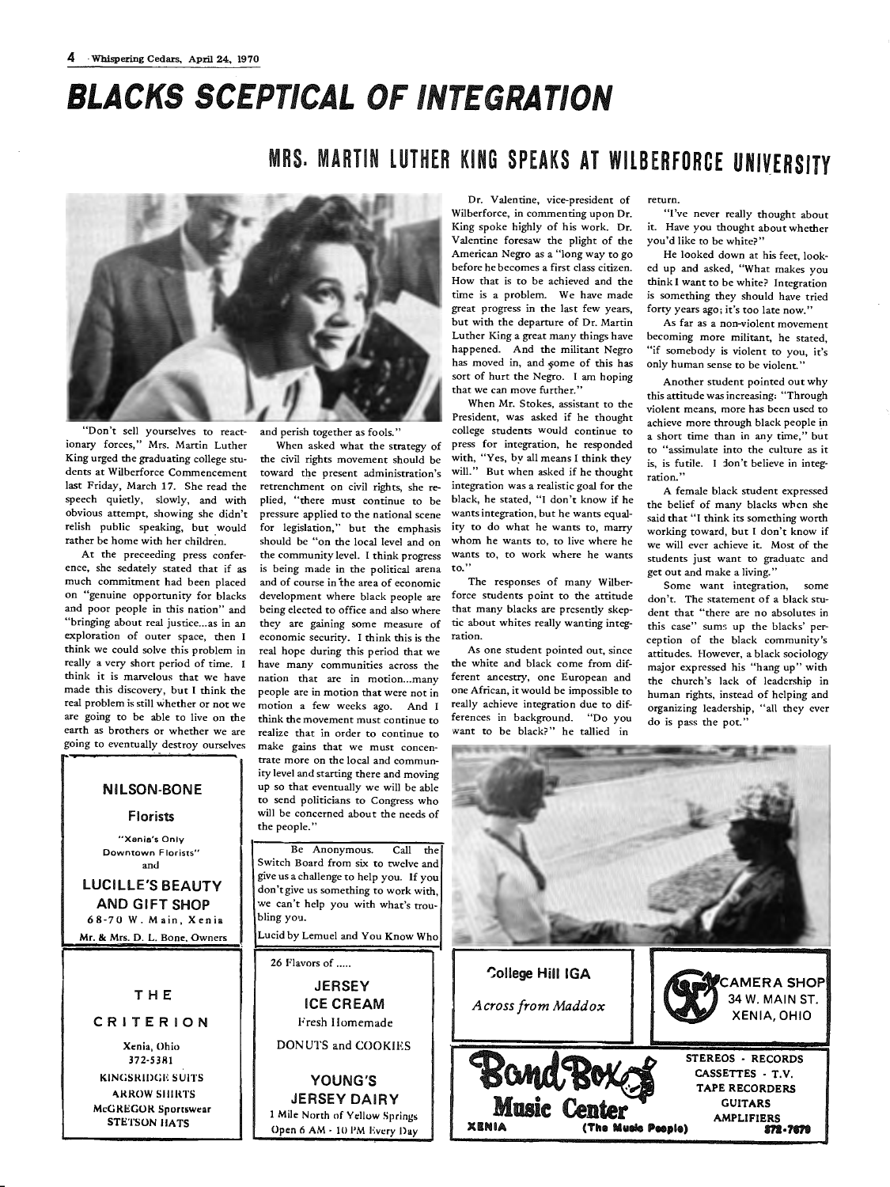# BLACKS SCEPTICAL OF INTEGRATION

## MRS. MARTIN LUTHER KING SPEAKS AT WILBERFORCE UNIVERSITY

"Don't sell yourselves to reactionary forces," Mrs. Martin Luther King urged the graduating college students at Wilberforce Commencement last Friday, March 17. She read the speech quietly, slowly, and with obvious attempt, showing she didn't relish public speaking, but would rather be home with her children.

At the preceeding press conference, she sedately stated that if as much commitment had been placed on "genuine opportunity for blacks and poor people in this nation" and "bringing about real justice...as in an exploration of outer space, then I think we could solve this problem in really a very short period of time. I think it is marvelous that we have made this discovery, but I think the real problem is still whether or not we are going to be able to live on the earth as brothers or whether we are going to eventually destroy ourselves and perish together as fools."

When asked what the strategy of the civil rights movement should be toward the present administration's retrenchment on civil rights, she replied, "there must continue to be pressure applied to the national scene for legislation," but the emphasis should be "on the local level and on the community level. I think progress is being made in the political arena and of course in the area of economic development where black people are being elected to office and also where they are gaining some measure of economic security. I think this is the real hope during this period that we have many communities across the nation that are in motion...many people are in motion that were not in motion a few weeks ago. And I think the movement must continue to realize that in order to continue to make gains that we must concentrate more on the local and community level and starting there and moving up so that eventually we will be able to send politicians to Congress who will be concerned about the needs of the people."

Dr. Valentine, vice-president of Wilberforce, in commenting upon Dr. King spoke highly of his work. Dr. Valentine foresaw the plight of the American Negro as a "long way to go before he becomes a first class citizen. How that is to be achieved and the time is a problem. We have made great progress in the last few years, but with the departure of Dr. Martin Luther King a great many things have happened. And the militant Negro has moved in, and some of this has sort of hurt the Negro. I am hoping that we can move further."

When Mr. Stokes, assistant to the President, was asked if he thought college students would continue to press for integration, he responded with, "Yes, by all means I think they will." But when asked if he thought integration was a realistic goal for the black, he stated, "I don't know if he wants integration, but he wants equality to do what he wants to, marry whom he wants to, to live where he wants to, to work where he wants to."

The responses of many Wilberforce students point to the attitude that many blacks are presently skeptic about whites really wanting integration.

As one student pointed out, since the white and black come from different ancestry, one European and one African, it would be impossible to really achieve integration due to differences in background. "Do you want to be black?" he tallied in return.

"I've never really thought about it. Have you thought about whether you'd like to be white?"

He looked down at his feet, looked up and asked, "What makes you think I want to be white? Integration is something they should have tried forty years ago; it's too late now."

As far as a non-violent movement becoming more militant, he stated, "if somebody is violent to you, it's only human sense to be violent."

Another student pointed out why this attitude was increasing: "Through violent means, more has been used to achieve more through black people in a short time than in any time," but to "assimulate into the culture as it is, is futile. I don't believe in integration."

A female black student expressed the belief of many blacks when she said that "I think its something worth working toward, but I don't know if we will ever achieve it. Most of the students just want to graduate and get out and make a living."

Some want integration, some don't. The statement of a black student that "there are no absolutes in this case" sums up the blacks' perception of the black community's attitudes. However, a black sociology major expressed his "hang up" with the church's lack of leadership in human rights, instead of helping and organizing leadership, "all they ever do is pass the pot."

Be Anonymous. Call the Switch Board from six to twelve and give us a challenge to help you. If you don't give us something to work with, we can't help you with what's troubling you.

Lucid by Lemuel and You Know Who

**NILSON-BONE**
**Florists**
"Xenia's Only Downtown Florists"
and
**LUCILLE'S BEAUTY AND GIFT SHOP**
68-70 W. Main, Xenia
Mr. & Mrs. D. L. Bone, Owners

**THE CRITERION**
Xenia, Ohio
372-5381
KINGSRIDGE SUITS
ARROW SHIRTS
McGREGOR Sportswear
STETSON HATS

26 Flavors of .....
**JERSEY ICE CREAM**
Fresh Homemade
DONUTS and COOKIES
**YOUNG'S JERSEY DAIRY**
1 Mile North of Yellow Springs
Open 6 AM - 10 PM Every Day

**College Hill IGA**
*Across from Maddox*

**CAMERA SHOP**
34 W. MAIN ST.
XENIA, OHIO

**Band Box Music Center**
XENIA (The Music People)
STEREOS - RECORDS
CASSETTES - T.V.
TAPE RECORDERS
GUITARS
AMPLIFIERS
372-7679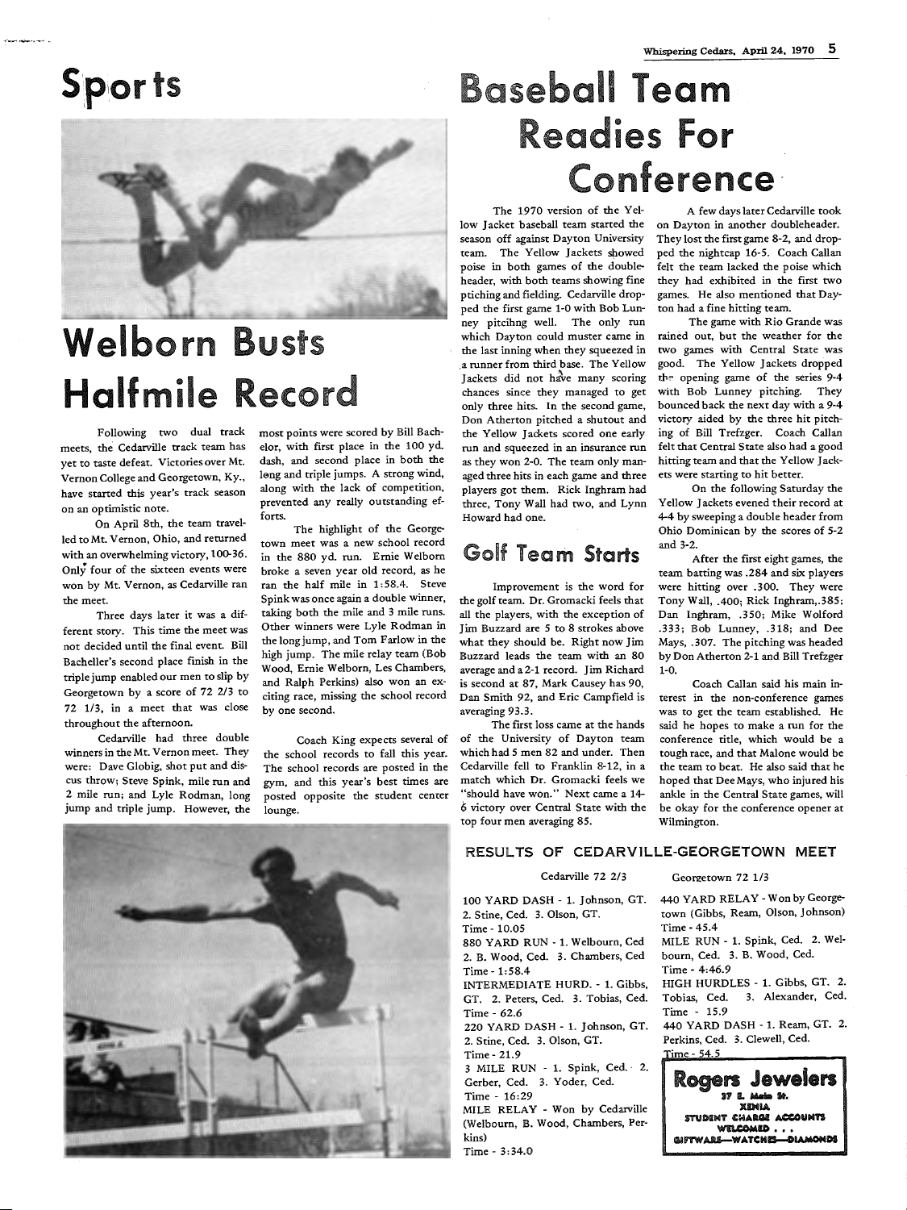# Sports

## Welborn Busts Halfmile Record

Following two dual track meets, the Cedarville track team has yet to taste defeat. Victories over Mt. Vernon College and Georgetown, Ky., have started this year's track season on an optimistic note.

On April 8th, the team travelled to Mt. Vernon, Ohio, and returned with an overwhelming victory, 100-36. Only four of the sixteen events were won by Mt. Vernon, as Cedarville ran the meet.

Three days later it was a different story. This time the meet was not decided until the final event. Bill Bacheller's second place finish in the triple jump enabled our men to slip by Georgetown by a score of 72 2/3 to 72 1/3, in a meet that was close throughout the afternoon.

Cedarville had three double winners in the Mt. Vernon meet. They were: Dave Globig, shot put and discus throw; Steve Spink, mile run and 2 mile run; and Lyle Rodman, long jump and triple jump. However, the most points were scored by Bill Bachelor, with first place in the 100 yd. dash, and second place in both the long and triple jumps. A strong wind, along with the lack of competition, prevented any really outstanding efforts.

The highlight of the Georgetown meet was a new school record in the 880 yd. run. Ernie Welborn broke a seven year old record, as he ran the half mile in 1:58.4. Steve Spink was once again a double winner, taking both the mile and 3 mile runs. Other winners were Lyle Rodman in the long jump, and Tom Farlow in the high jump. The mile relay team (Bob Wood, Ernie Welborn, Les Chambers, and Ralph Perkins) also won an exciting race, missing the school record by one second.

Coach King expects several of the school records to fall this year. The school records are posted in the gym, and this year's best times are posted opposite the student center lounge.

## Baseball Team Readies For Conference

The 1970 version of the Yellow Jacket baseball team started the season off against Dayton University team. The Yellow Jackets showed poise in both games of the doubleheader, with both teams showing fine ptiching and fielding. Cedarville dropped the first game 1-0 with Bob Lunney pitcihng well. The only run which Dayton could muster came in the last inning when they squeezed in a runner from third base. The Yellow Jackets did not have many scoring chances since they managed to get only three hits. In the second game, Don Atherton pitched a shutout and the Yellow Jackets scored one early run and squeezed in an insurance run as they won 2-0. The team only managed three hits in each game and three players got them. Rick Ingham had three, Tony Wall had two, and Lynn Howard had one.

A few days later Cedarville took on Dayton in another doubleheader. They lost the first game 8-2, and dropped the nightcap 16-5. Coach Callan felt the team lacked the poise which they had exhibited in the first two games. He also mentioned that Dayton had a fine hitting team.

The game with Rio Grande was rained out, but the weather for the two games with Central State was good. The Yellow Jackets dropped the opening game of the series 9-4 with Bob Lunney pitching. They bounced back the next day with a 9-4 victory aided by the three hit pitching of Bill Trefzger. Coach Callan felt that Central State also had a good hitting team and that the Yellow Jackets were starting to hit better.

On the following Saturday the Yellow Jackets evened their record at 4-4 by sweeping a double header from Ohio Dominican by the scores of 5-2 and 3-2.

After the first eight games, the team batting was .284 and six players were hitting over .300. They were Tony Wall, .400; Rick Inghram,.385; Dan Inghram, .350; Mike Wolford .333; Bob Lunney, .318; and Dee Mays, .307. The pitching was headed by Don Atherton 2-1 and Bill Trefzger 1-0.

Coach Callan said his main interest in the non-conference games was to get the team established. He said he hopes to make a run for the conference title, which would be a tough race, and that Malone would be the team to beat. He also said that he hoped that Dee Mays, who injured his ankle in the Central State games, will be okay for the conference opener at Wilmington.

## Golf Team Starts

Improvement is the word for the golf team. Dr. Gromacki feels that all the players, with the exception of Jim Buzzard are 5 to 8 strokes above what they should be. Right now Jim Buzzard leads the team with an 80 average and a 2-1 record. Jim Richard is second at 87, Mark Causey has 90, Dan Smith 92, and Eric Campfield is averaging 93.3.

The first loss came at the hands of the University of Dayton team which had 5 men 82 and under. Then Cedarville fell to Franklin 8-12, in a match which Dr. Gromacki feels we "should have won." Next came a 14-6 victory over Central State with the top four men averaging 85.

## RESULTS OF CEDARVILLE-GEORGETOWN MEET

Cedarville 72 2/3 Georgetown 72 1/3

100 YARD DASH - 1. Johnson, GT. 2. Stine, Ced. 3. Olson, GT. Time - 10.05

880 YARD RUN - 1. Welbourn, Ced 2. B. Wood, Ced. 3. Chambers, Ced Time - 1:58.4

INTERMEDIATE HURD. - 1. Gibbs, GT. 2. Peters, Ced. 3. Tobias, Ced. Time - 62.6

220 YARD DASH - 1. Johnson, GT. 2. Stine, Ced. 3. Olson, GT. Time - 21.9

3 MILE RUN - 1. Spink, Ced. 2. Gerber, Ced. 3. Yoder, Ced. Time - 16:29

MILE RELAY - Won by Cedarville (Welbourn, B. Wood, Chambers, Perkins) Time - 3:34.0

440 YARD RELAY - Won by Georgetown (Gibbs, Ream, Olson, Johnson) Time - 45.4

MILE RUN - 1. Spink, Ced. 2. Welbourn, Ced. 3. B. Wood, Ced. Time - 4:46.9

HIGH HURDLES - 1. Gibbs, GT. 2. Tobias, Ced. 3. Alexander, Ced. Time - 15.9

440 YARD DASH - 1. Ream, GT. 2. Perkins, Ced. 3. Clewell, Ced. Time - 54.5

**Rogers Jewelers**
37 E. Main St.
XENIA
STUDENT CHARGE ACCOUNTS WELCOMED . . .
GIFTWARE—WATCHES—DIAMONDS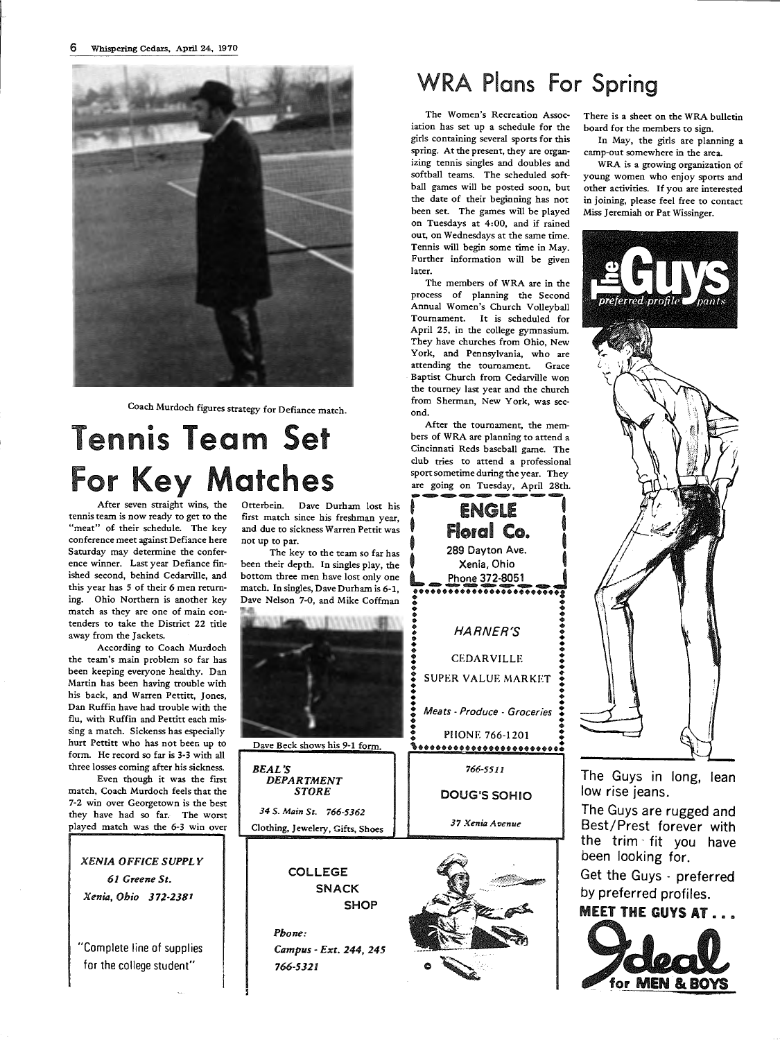Coach Murdoch figures strategy for Defiance match.

# Tennis Team Set For Key Matches

After seven straight wins, the tennis team is now ready to get to the "meat" of their schedule. The key conference meet against Defiance here Saturday may determine the conference winner. Last year Defiance finished second, behind Cedarville, and this year has 5 of their 6 men returning. Ohio Northern is another key match as they are one of main contenders to take the District 22 title away from the Jackets.

According to Coach Murdoch the team's main problem so far has been keeping everyone healthy. Dan Martin has been having trouble with his back, and Warren Pettitt, Jones, Dan Ruffin have had trouble with the flu, with Ruffin and Pettitt each missing a match. Sickenss has especially hurt Pettitt who has not been up to form. He record so far is 3-3 with all three losses coming after his sickness.

Even though it was the first match, Coach Murdoch feels that the 7-2 win over Georgetown is the best they have had so far. The worst played match was the 6-3 win over Otterbein. Dave Durham lost his first match since his freshman year, and due to sickness Warren Pettit was not up to par.

The key to the team so far has been their depth. In singles play, the bottom three men have lost only one match. In singles, Dave Durham is 6-1, Dave Nelson 7-0, and Mike Coffman

Dave Beck shows his 9-1 form.

# WRA Plans For Spring

The Women's Recreation Association has set up a schedule for the girls containing several sports for this spring. At the present, they are organizing tennis singles and doubles and softball teams. The scheduled softball games will be posted soon, but the date of their beginning has not been set. The games will be played on Tuesdays at 4:00, and if rained out, on Wednesdays at the same time. Tennis will begin some time in May. Further information will be given later.

The members of WRA are in the process of planning the Second Annual Women's Church Volleyball Tournament. It is scheduled for April 25, in the college gymnasium. They have churches from Ohio, New York, and Pennsylvania, who are attending the tournament. Grace Baptist Church from Cedarville won the tourney last year and the church from Sherman, New York, was second.

After the tournament, the members of WRA are planning to attend a Cincinnati Reds baseball game. The club tries to attend a professional sport sometime during the year. They are going on Tuesday, April 28th. There is a sheet on the WRA bulletin board for the members to sign.

In May, the girls are planning a camp-out somewhere in the area.

WRA is a growing organization of young women who enjoy sports and other activities. If you are interested in joining, please feel free to contact Miss Jeremiah or Pat Wissinger.

---

**ENGLE Floral Co.**
289 Dayton Ave.
Xenia, Ohio
Phone 372-8051

---

*HARNER'S*
CEDARVILLE
SUPER VALUE MARKET
*Meats - Produce - Groceries*
PHONE 766-1201

---

*766-5511*
**DOUG'S SOHIO**
*37 Xenia Avenue*

---

***BEAL'S DEPARTMENT STORE***
*34 S. Main St. 766-5362*
Clothing, Jewelery, Gifts, Shoes

---

***XENIA OFFICE SUPPLY***
*61 Greene St.*
*Xenia, Ohio 372-2381*

"Complete line of supplies for the college student"

---

**COLLEGE SNACK SHOP**
*Phone:*
*Campus - Ext. 244, 245*
*766-5321*

---

**The Guys** preferred profile pants

The Guys in long, lean low rise jeans.

The Guys are rugged and Best/Prest forever with the trim-fit you have been looking for.

Get the Guys - preferred by preferred profiles.

**MEET THE GUYS AT . . .**

**Ideal for MEN & BOYS**